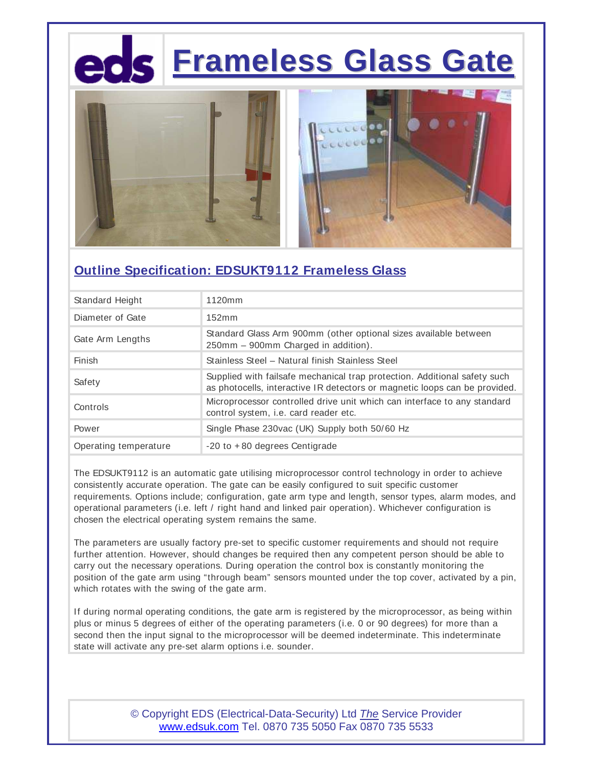# Frameless Glass Gate

## Outline Specification: EDSUKT9112 Frameless Glass

| | |
|---|---|
| Standard Height | 1120mm |
| Diameter of Gate | 152mm |
| Gate Arm Lengths | Standard Glass Arm 900mm (other optional sizes available between 250mm – 900mm Charged in addition). |
| Finish | Stainless Steel – Natural finish Stainless Steel |
| Safety | Supplied with failsafe mechanical trap protection. Additional safety such as photocells, interactive IR detectors or magnetic loops can be provided. |
| Controls | Microprocessor controlled drive unit which can interface to any standard control system, i.e. card reader etc. |
| Power | Single Phase 230vac (UK) Supply both 50/60 Hz |
| Operating temperature | -20 to +80 degrees Centigrade |

The EDSUKT9112 is an automatic gate utilising microprocessor control technology in order to achieve consistently accurate operation. The gate can be easily configured to suit specific customer requirements. Options include; configuration, gate arm type and length, sensor types, alarm modes, and operational parameters (i.e. left / right hand and linked pair operation). Whichever configuration is chosen the electrical operating system remains the same.

The parameters are usually factory pre-set to specific customer requirements and should not require further attention. However, should changes be required then any competent person should be able to carry out the necessary operations. During operation the control box is constantly monitoring the position of the gate arm using "through beam" sensors mounted under the top cover, activated by a pin, which rotates with the swing of the gate arm.

If during normal operating conditions, the gate arm is registered by the microprocessor, as being within plus or minus 5 degrees of either of the operating parameters (i.e. 0 or 90 degrees) for more than a second then the input signal to the microprocessor will be deemed indeterminate. This indeterminate state will activate any pre-set alarm options i.e. sounder.

© Copyright EDS (Electrical-Data-Security) Ltd *The* Service Provider
www.edsuk.com Tel. 0870 735 5050 Fax 0870 735 5533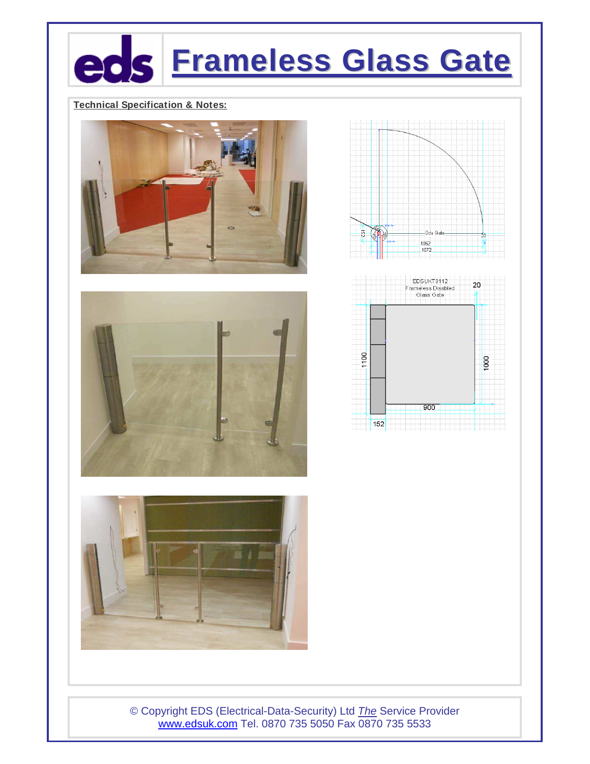# Frameless Glass Gate

**Technical Specification & Notes:**

© Copyright EDS (Electrical-Data-Security) Ltd *The* Service Provider
www.edsuk.com Tel. 0870 735 5050 Fax 0870 735 5533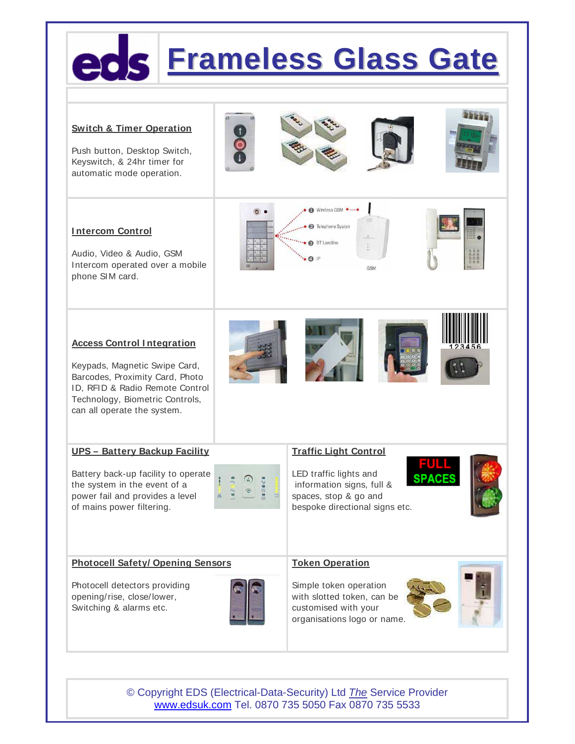# Frameless Glass Gate

### Switch & Timer Operation

Push button, Desktop Switch, Keyswitch, & 24hr timer for automatic mode operation.

### Intercom Control

Audio, Video & Audio, GSM Intercom operated over a mobile phone SIM card.

### Access Control Integration

Keypads, Magnetic Swipe Card, Barcodes, Proximity Card, Photo ID, RFID & Radio Remote Control Technology, Biometric Controls, can all operate the system.

### UPS – Battery Backup Facility

Battery back-up facility to operate the system in the event of a power fail and provides a level of mains power filtering.

### Traffic Light Control

LED traffic lights and information signs, full & spaces, stop & go and bespoke directional signs etc.

### Photocell Safety/ Opening Sensors

Photocell detectors providing opening/rise, close/lower, Switching & alarms etc.

### Token Operation

Simple token operation with slotted token, can be customised with your organisations logo or name.

---

© Copyright EDS (Electrical-Data-Security) Ltd *The* Service Provider
www.edsuk.com Tel. 0870 735 5050 Fax 0870 735 5533